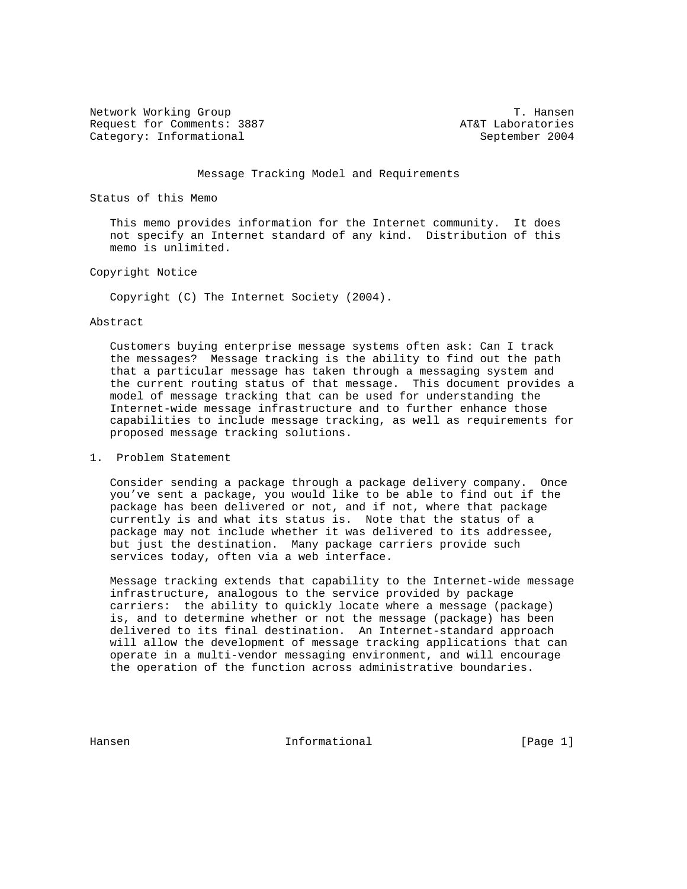Network Working Group T. Hansen
Request for Comments: 3887 AT&T Laboratories
Category: Informational September 2004

# Message Tracking Model and Requirements

## Status of this Memo

This memo provides information for the Internet community. It does not specify an Internet standard of any kind. Distribution of this memo is unlimited.

## Copyright Notice

Copyright (C) The Internet Society (2004).

## Abstract

Customers buying enterprise message systems often ask: Can I track the messages? Message tracking is the ability to find out the path that a particular message has taken through a messaging system and the current routing status of that message. This document provides a model of message tracking that can be used for understanding the Internet-wide message infrastructure and to further enhance those capabilities to include message tracking, as well as requirements for proposed message tracking solutions.

## 1. Problem Statement

Consider sending a package through a package delivery company. Once you've sent a package, you would like to be able to find out if the package has been delivered or not, and if not, where that package currently is and what its status is. Note that the status of a package may not include whether it was delivered to its addressee, but just the destination. Many package carriers provide such services today, often via a web interface.

Message tracking extends that capability to the Internet-wide message infrastructure, analogous to the service provided by package carriers: the ability to quickly locate where a message (package) is, and to determine whether or not the message (package) has been delivered to its final destination. An Internet-standard approach will allow the development of message tracking applications that can operate in a multi-vendor messaging environment, and will encourage the operation of the function across administrative boundaries.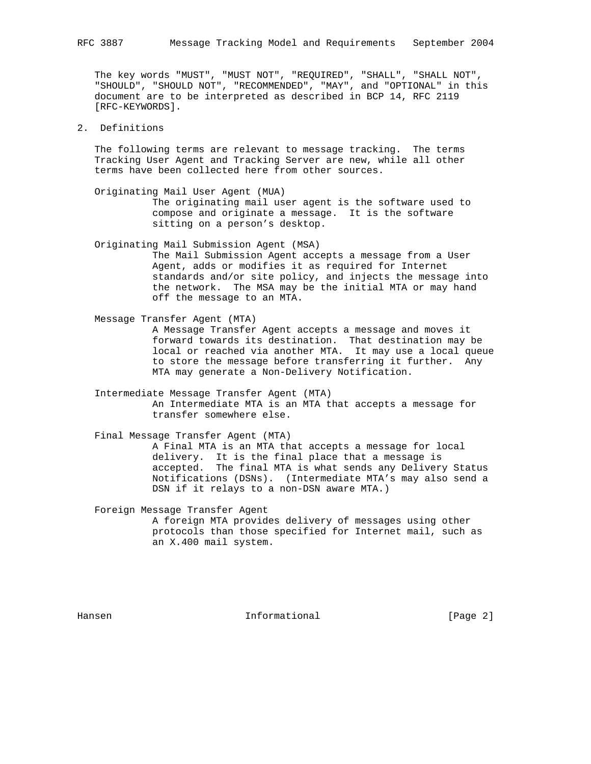The key words "MUST", "MUST NOT", "REQUIRED", "SHALL", "SHALL NOT", "SHOULD", "SHOULD NOT", "RECOMMENDED", "MAY", and "OPTIONAL" in this document are to be interpreted as described in BCP 14, RFC 2119 [RFC-KEYWORDS].

## 2. Definitions

The following terms are relevant to message tracking. The terms Tracking User Agent and Tracking Server are new, while all other terms have been collected here from other sources.

Originating Mail User Agent (MUA)
: The originating mail user agent is the software used to compose and originate a message. It is the software sitting on a person's desktop.

Originating Mail Submission Agent (MSA)
: The Mail Submission Agent accepts a message from a User Agent, adds or modifies it as required for Internet standards and/or site policy, and injects the message into the network. The MSA may be the initial MTA or may hand off the message to an MTA.

Message Transfer Agent (MTA)
: A Message Transfer Agent accepts a message and moves it forward towards its destination. That destination may be local or reached via another MTA. It may use a local queue to store the message before transferring it further. Any MTA may generate a Non-Delivery Notification.

Intermediate Message Transfer Agent (MTA)
: An Intermediate MTA is an MTA that accepts a message for transfer somewhere else.

Final Message Transfer Agent (MTA)
: A Final MTA is an MTA that accepts a message for local delivery. It is the final place that a message is accepted. The final MTA is what sends any Delivery Status Notifications (DSNs). (Intermediate MTA's may also send a DSN if it relays to a non-DSN aware MTA.)

Foreign Message Transfer Agent
: A foreign MTA provides delivery of messages using other protocols than those specified for Internet mail, such as an X.400 mail system.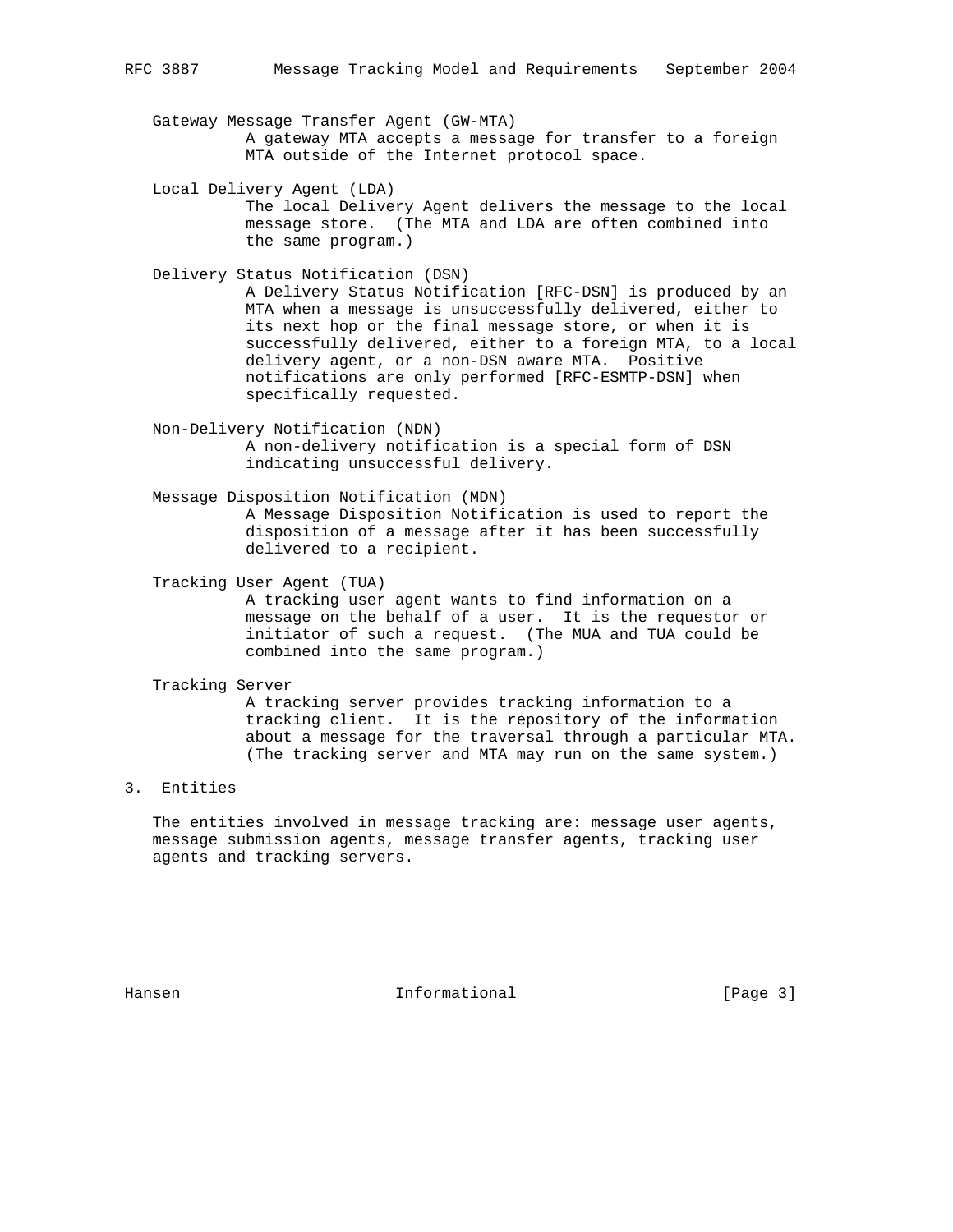Gateway Message Transfer Agent (GW-MTA)
: A gateway MTA accepts a message for transfer to a foreign MTA outside of the Internet protocol space.

Local Delivery Agent (LDA)
: The local Delivery Agent delivers the message to the local message store. (The MTA and LDA are often combined into the same program.)

Delivery Status Notification (DSN)
: A Delivery Status Notification [RFC-DSN] is produced by an MTA when a message is unsuccessfully delivered, either to its next hop or the final message store, or when it is successfully delivered, either to a foreign MTA, to a local delivery agent, or a non-DSN aware MTA. Positive notifications are only performed [RFC-ESMTP-DSN] when specifically requested.

Non-Delivery Notification (NDN)
: A non-delivery notification is a special form of DSN indicating unsuccessful delivery.

Message Disposition Notification (MDN)
: A Message Disposition Notification is used to report the disposition of a message after it has been successfully delivered to a recipient.

Tracking User Agent (TUA)
: A tracking user agent wants to find information on a message on the behalf of a user. It is the requestor or initiator of such a request. (The MUA and TUA could be combined into the same program.)

Tracking Server
: A tracking server provides tracking information to a tracking client. It is the repository of the information about a message for the traversal through a particular MTA. (The tracking server and MTA may run on the same system.)

## 3. Entities

The entities involved in message tracking are: message user agents, message submission agents, message transfer agents, tracking user agents and tracking servers.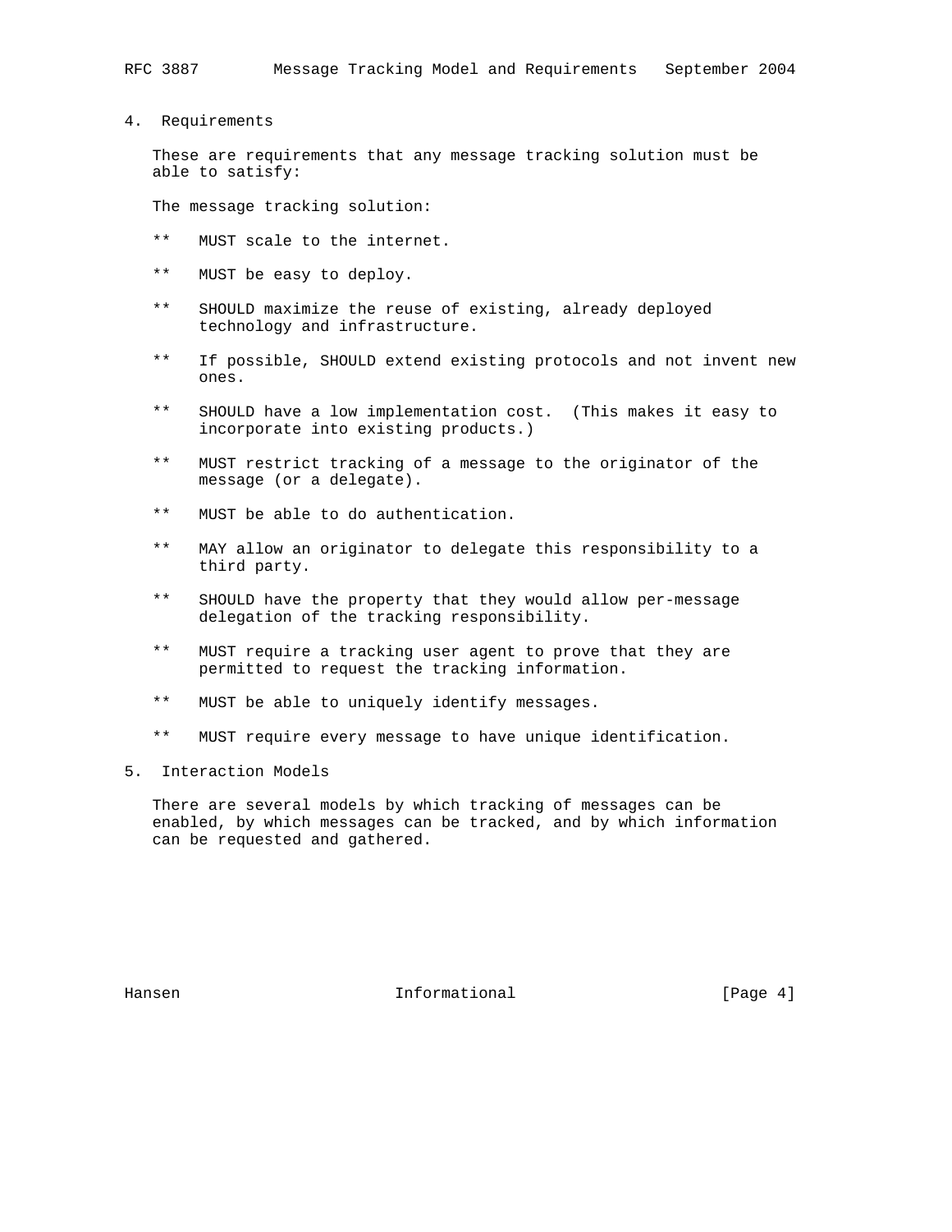## 4. Requirements

These are requirements that any message tracking solution must be able to satisfy:

The message tracking solution:

- MUST scale to the internet.
- MUST be easy to deploy.
- SHOULD maximize the reuse of existing, already deployed technology and infrastructure.
- If possible, SHOULD extend existing protocols and not invent new ones.
- SHOULD have a low implementation cost. (This makes it easy to incorporate into existing products.)
- MUST restrict tracking of a message to the originator of the message (or a delegate).
- MUST be able to do authentication.
- MAY allow an originator to delegate this responsibility to a third party.
- SHOULD have the property that they would allow per-message delegation of the tracking responsibility.
- MUST require a tracking user agent to prove that they are permitted to request the tracking information.
- MUST be able to uniquely identify messages.
- MUST require every message to have unique identification.

## 5. Interaction Models

There are several models by which tracking of messages can be enabled, by which messages can be tracked, and by which information can be requested and gathered.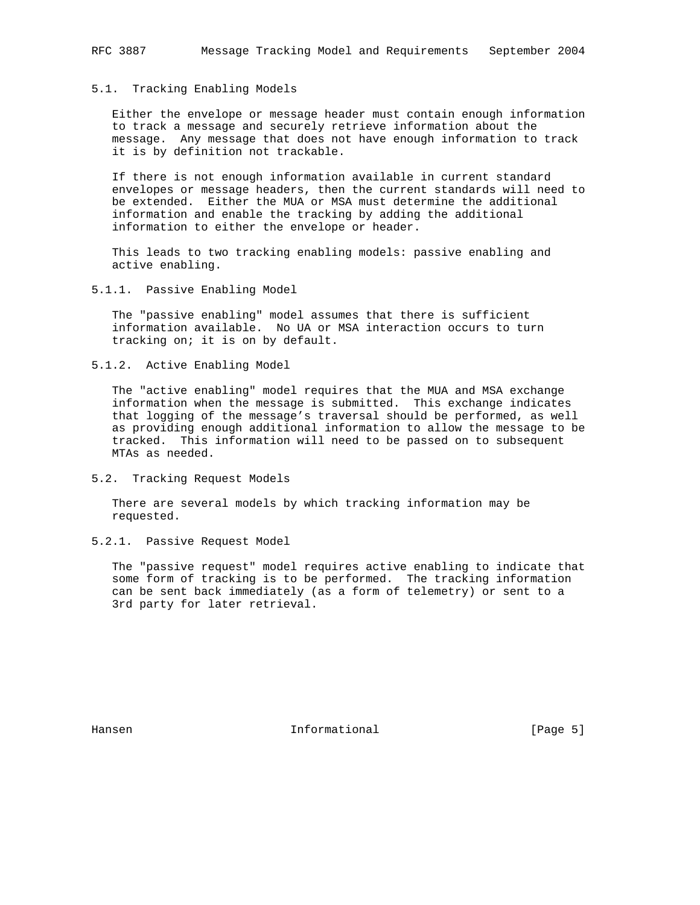## 5.1. Tracking Enabling Models

Either the envelope or message header must contain enough information to track a message and securely retrieve information about the message. Any message that does not have enough information to track it is by definition not trackable.

If there is not enough information available in current standard envelopes or message headers, then the current standards will need to be extended. Either the MUA or MSA must determine the additional information and enable the tracking by adding the additional information to either the envelope or header.

This leads to two tracking enabling models: passive enabling and active enabling.

### 5.1.1. Passive Enabling Model

The "passive enabling" model assumes that there is sufficient information available. No UA or MSA interaction occurs to turn tracking on; it is on by default.

### 5.1.2. Active Enabling Model

The "active enabling" model requires that the MUA and MSA exchange information when the message is submitted. This exchange indicates that logging of the message's traversal should be performed, as well as providing enough additional information to allow the message to be tracked. This information will need to be passed on to subsequent MTAs as needed.

## 5.2. Tracking Request Models

There are several models by which tracking information may be requested.

### 5.2.1. Passive Request Model

The "passive request" model requires active enabling to indicate that some form of tracking is to be performed. The tracking information can be sent back immediately (as a form of telemetry) or sent to a 3rd party for later retrieval.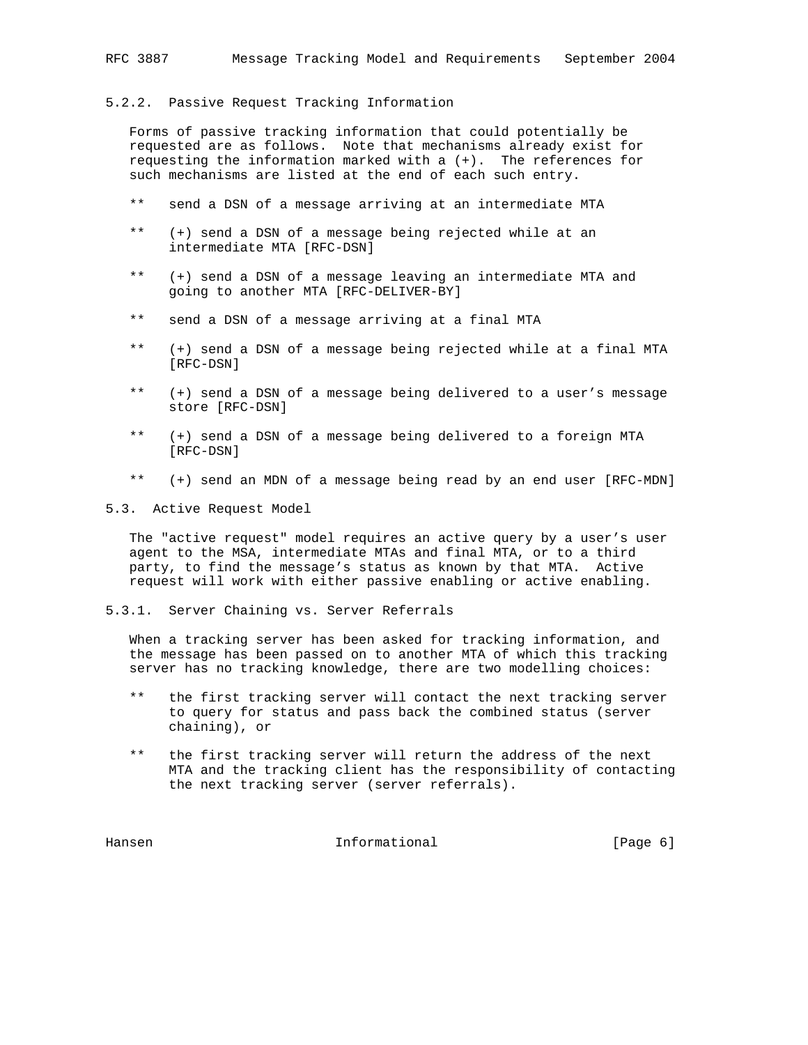### 5.2.2. Passive Request Tracking Information

Forms of passive tracking information that could potentially be requested are as follows. Note that mechanisms already exist for requesting the information marked with a (+). The references for such mechanisms are listed at the end of each such entry.

- send a DSN of a message arriving at an intermediate MTA
- (+) send a DSN of a message being rejected while at an intermediate MTA [RFC-DSN]
- (+) send a DSN of a message leaving an intermediate MTA and going to another MTA [RFC-DELIVER-BY]
- send a DSN of a message arriving at a final MTA
- (+) send a DSN of a message being rejected while at a final MTA [RFC-DSN]
- (+) send a DSN of a message being delivered to a user's message store [RFC-DSN]
- (+) send a DSN of a message being delivered to a foreign MTA [RFC-DSN]
- (+) send an MDN of a message being read by an end user [RFC-MDN]

## 5.3. Active Request Model

The "active request" model requires an active query by a user's user agent to the MSA, intermediate MTAs and final MTA, or to a third party, to find the message's status as known by that MTA. Active request will work with either passive enabling or active enabling.

### 5.3.1. Server Chaining vs. Server Referrals

When a tracking server has been asked for tracking information, and the message has been passed on to another MTA of which this tracking server has no tracking knowledge, there are two modelling choices:

- the first tracking server will contact the next tracking server to query for status and pass back the combined status (server chaining), or
- the first tracking server will return the address of the next MTA and the tracking client has the responsibility of contacting the next tracking server (server referrals).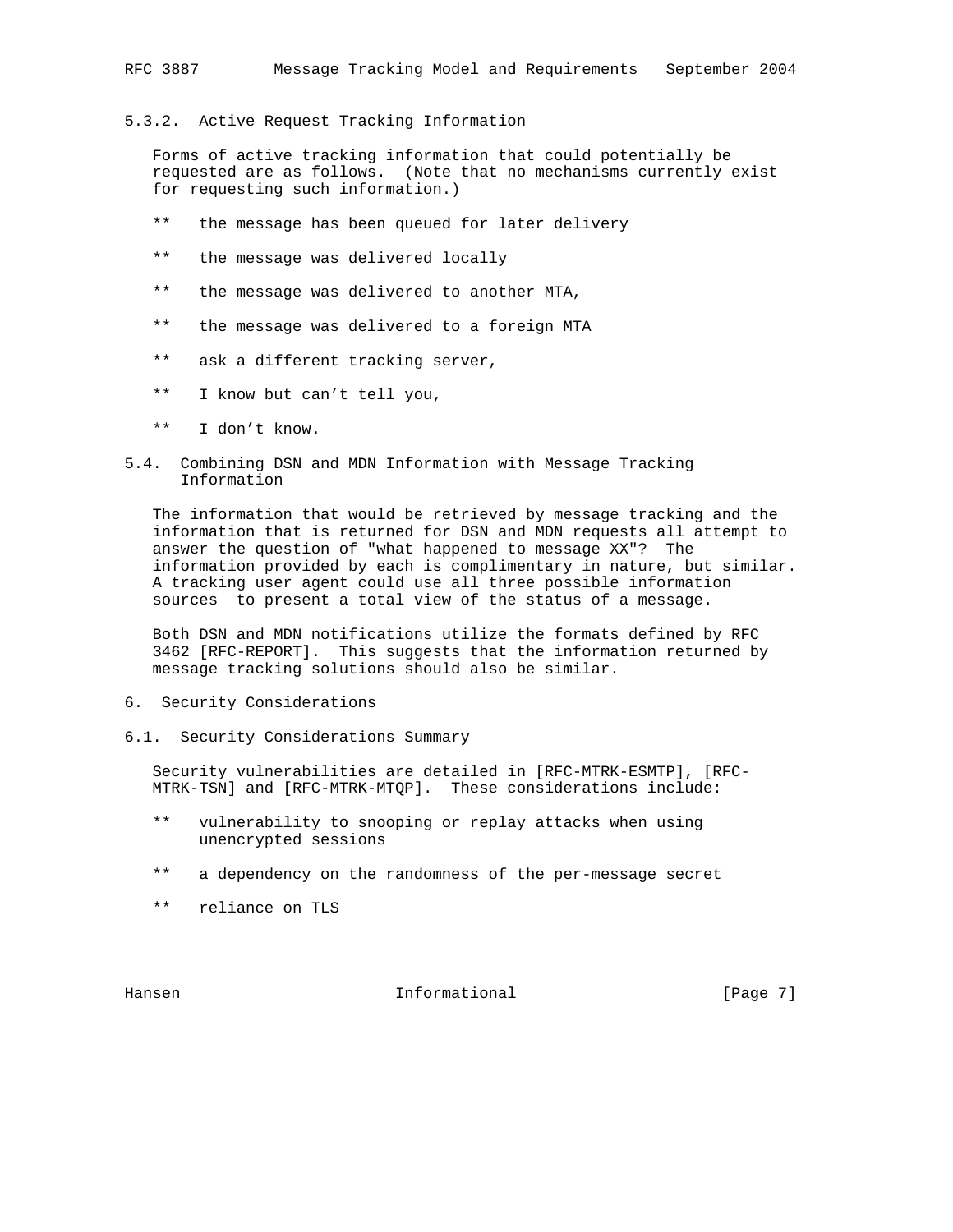### 5.3.2. Active Request Tracking Information

Forms of active tracking information that could potentially be requested are as follows. (Note that no mechanisms currently exist for requesting such information.)

- the message has been queued for later delivery
- the message was delivered locally
- the message was delivered to another MTA,
- the message was delivered to a foreign MTA
- ask a different tracking server,
- I know but can't tell you,
- I don't know.

## 5.4. Combining DSN and MDN Information with Message Tracking Information

The information that would be retrieved by message tracking and the information that is returned for DSN and MDN requests all attempt to answer the question of "what happened to message XX"? The information provided by each is complimentary in nature, but similar. A tracking user agent could use all three possible information sources to present a total view of the status of a message.

Both DSN and MDN notifications utilize the formats defined by RFC 3462 [RFC-REPORT]. This suggests that the information returned by message tracking solutions should also be similar.

# 6. Security Considerations

## 6.1. Security Considerations Summary

Security vulnerabilities are detailed in [RFC-MTRK-ESMTP], [RFC-MTRK-TSN] and [RFC-MTRK-MTQP]. These considerations include:

- vulnerability to snooping or replay attacks when using unencrypted sessions
- a dependency on the randomness of the per-message secret
- reliance on TLS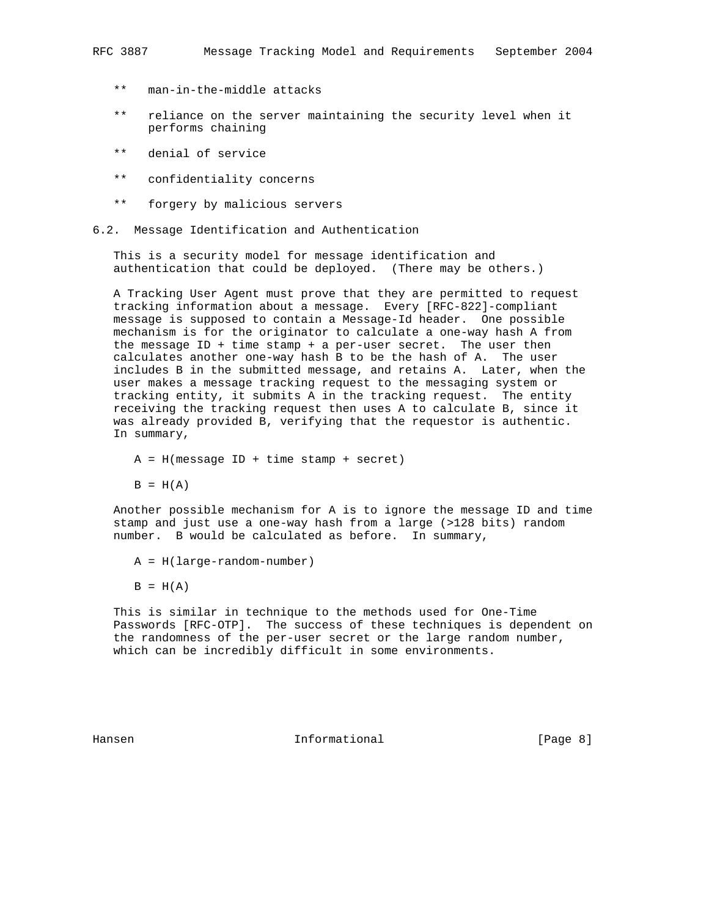** man-in-the-middle attacks

** reliance on the server maintaining the security level when it performs chaining

** denial of service

** confidentiality concerns

** forgery by malicious servers

## 6.2. Message Identification and Authentication

This is a security model for message identification and authentication that could be deployed. (There may be others.)

A Tracking User Agent must prove that they are permitted to request tracking information about a message. Every [RFC-822]-compliant message is supposed to contain a Message-Id header. One possible mechanism is for the originator to calculate a one-way hash A from the message ID + time stamp + a per-user secret. The user then calculates another one-way hash B to be the hash of A. The user includes B in the submitted message, and retains A. Later, when the user makes a message tracking request to the messaging system or tracking entity, it submits A in the tracking request. The entity receiving the tracking request then uses A to calculate B, since it was already provided B, verifying that the requestor is authentic. In summary,

$$A = H(\text{message ID} + \text{time stamp} + \text{secret})$$

$$B = H(A)$$

Another possible mechanism for A is to ignore the message ID and time stamp and just use a one-way hash from a large (>128 bits) random number. B would be calculated as before. In summary,

$$A = H(\text{large-random-number})$$

$$B = H(A)$$

This is similar in technique to the methods used for One-Time Passwords [RFC-OTP]. The success of these techniques is dependent on the randomness of the per-user secret or the large random number, which can be incredibly difficult in some environments.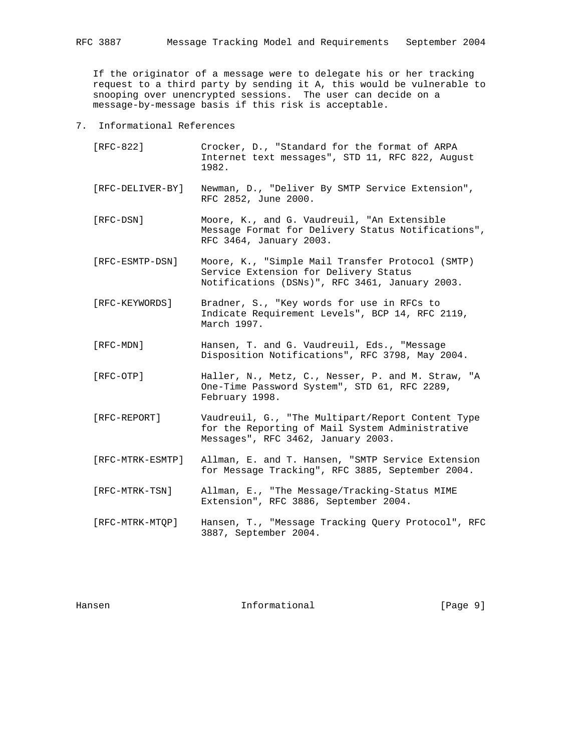If the originator of a message were to delegate his or her tracking request to a third party by sending it A, this would be vulnerable to snooping over unencrypted sessions. The user can decide on a message-by-message basis if this risk is acceptable.

## 7. Informational References

[RFC-822] Crocker, D., "Standard for the format of ARPA Internet text messages", STD 11, RFC 822, August 1982.

[RFC-DELIVER-BY] Newman, D., "Deliver By SMTP Service Extension", RFC 2852, June 2000.

[RFC-DSN] Moore, K., and G. Vaudreuil, "An Extensible Message Format for Delivery Status Notifications", RFC 3464, January 2003.

[RFC-ESMTP-DSN] Moore, K., "Simple Mail Transfer Protocol (SMTP) Service Extension for Delivery Status Notifications (DSNs)", RFC 3461, January 2003.

[RFC-KEYWORDS] Bradner, S., "Key words for use in RFCs to Indicate Requirement Levels", BCP 14, RFC 2119, March 1997.

[RFC-MDN] Hansen, T. and G. Vaudreuil, Eds., "Message Disposition Notifications", RFC 3798, May 2004.

[RFC-OTP] Haller, N., Metz, C., Nesser, P. and M. Straw, "A One-Time Password System", STD 61, RFC 2289, February 1998.

[RFC-REPORT] Vaudreuil, G., "The Multipart/Report Content Type for the Reporting of Mail System Administrative Messages", RFC 3462, January 2003.

[RFC-MTRK-ESMTP] Allman, E. and T. Hansen, "SMTP Service Extension for Message Tracking", RFC 3885, September 2004.

[RFC-MTRK-TSN] Allman, E., "The Message/Tracking-Status MIME Extension", RFC 3886, September 2004.

[RFC-MTRK-MTQP] Hansen, T., "Message Tracking Query Protocol", RFC 3887, September 2004.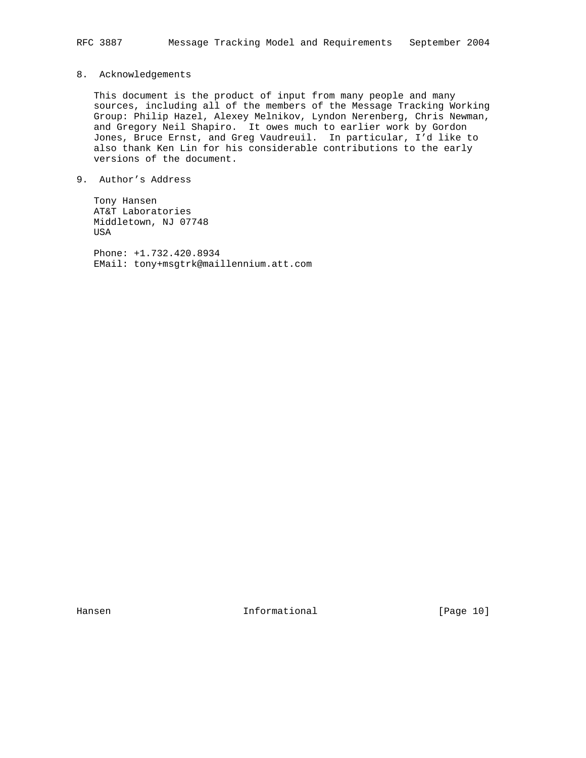## 8. Acknowledgements

This document is the product of input from many people and many sources, including all of the members of the Message Tracking Working Group: Philip Hazel, Alexey Melnikov, Lyndon Nerenberg, Chris Newman, and Gregory Neil Shapiro. It owes much to earlier work by Gordon Jones, Bruce Ernst, and Greg Vaudreuil. In particular, I'd like to also thank Ken Lin for his considerable contributions to the early versions of the document.

## 9. Author's Address

Tony Hansen
AT&T Laboratories
Middletown, NJ 07748
USA

Phone: +1.732.420.8934
EMail: tony+msgtrk@maillennium.att.com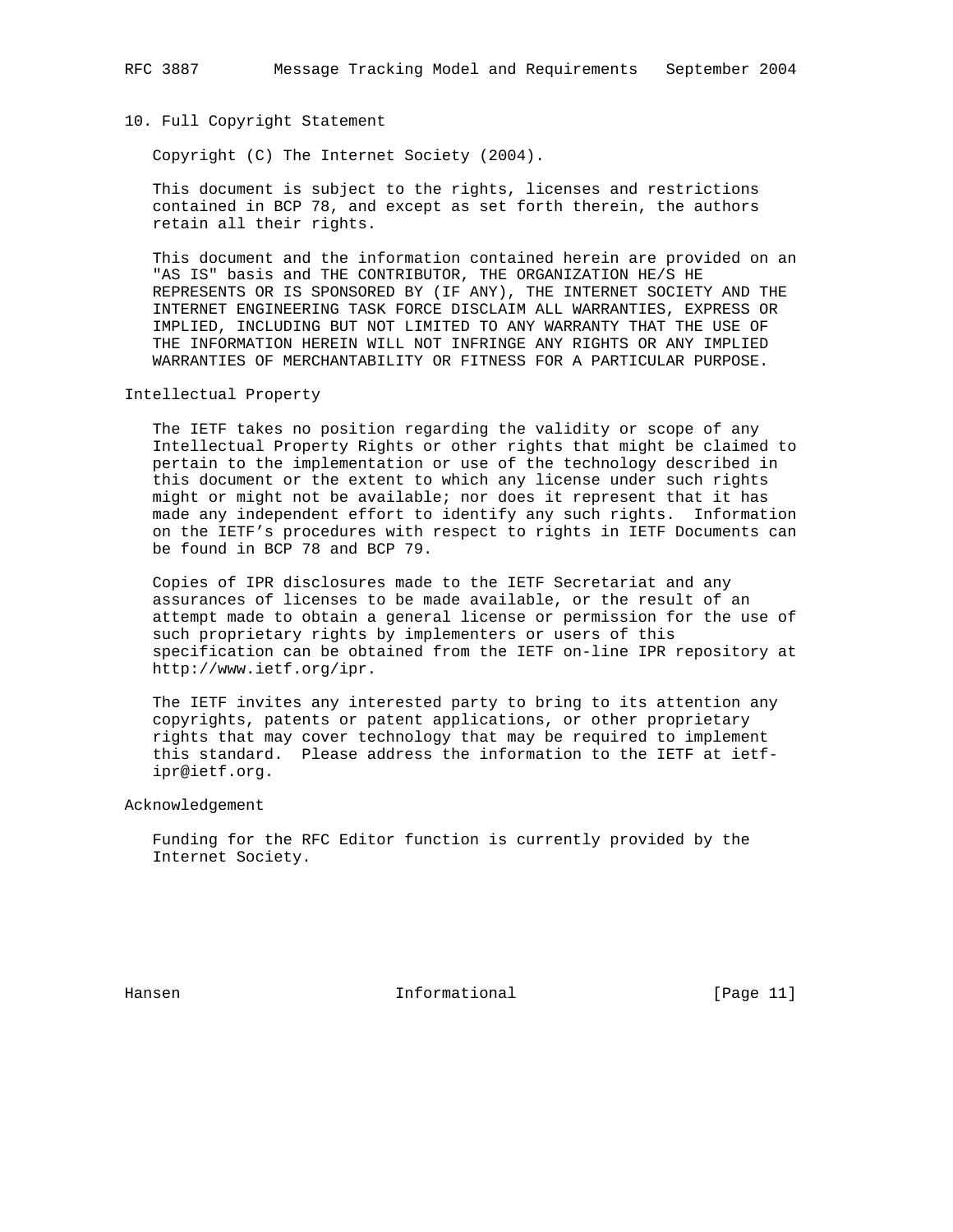## 10. Full Copyright Statement

Copyright (C) The Internet Society (2004).

This document is subject to the rights, licenses and restrictions contained in BCP 78, and except as set forth therein, the authors retain all their rights.

This document and the information contained herein are provided on an "AS IS" basis and THE CONTRIBUTOR, THE ORGANIZATION HE/S HE REPRESENTS OR IS SPONSORED BY (IF ANY), THE INTERNET SOCIETY AND THE INTERNET ENGINEERING TASK FORCE DISCLAIM ALL WARRANTIES, EXPRESS OR IMPLIED, INCLUDING BUT NOT LIMITED TO ANY WARRANTY THAT THE USE OF THE INFORMATION HEREIN WILL NOT INFRINGE ANY RIGHTS OR ANY IMPLIED WARRANTIES OF MERCHANTABILITY OR FITNESS FOR A PARTICULAR PURPOSE.

## Intellectual Property

The IETF takes no position regarding the validity or scope of any Intellectual Property Rights or other rights that might be claimed to pertain to the implementation or use of the technology described in this document or the extent to which any license under such rights might or might not be available; nor does it represent that it has made any independent effort to identify any such rights. Information on the IETF's procedures with respect to rights in IETF Documents can be found in BCP 78 and BCP 79.

Copies of IPR disclosures made to the IETF Secretariat and any assurances of licenses to be made available, or the result of an attempt made to obtain a general license or permission for the use of such proprietary rights by implementers or users of this specification can be obtained from the IETF on-line IPR repository at http://www.ietf.org/ipr.

The IETF invites any interested party to bring to its attention any copyrights, patents or patent applications, or other proprietary rights that may cover technology that may be required to implement this standard. Please address the information to the IETF at ietf-ipr@ietf.org.

## Acknowledgement

Funding for the RFC Editor function is currently provided by the Internet Society.